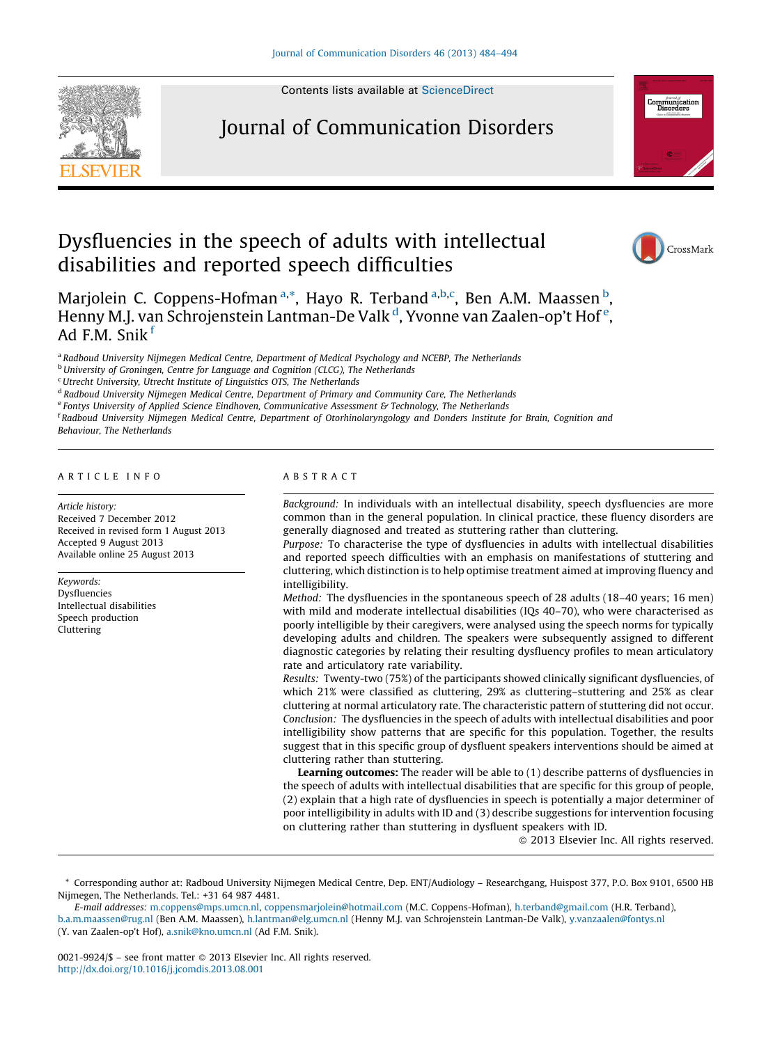Contents lists available at ScienceDirect

# Journal of Communication Disorders

# Dysfluencies in the speech of adults with intellectual disabilities and reported speech difficulties

Marjolein C. Coppens-Hofman[a,*], Hayo R. Terband[a,b,c], Ben A.M. Maassen[b], Henny M.J. van Schrojenstein Lantman-De Valk[d], Yvonne van Zaalen-op't Hof[e], Ad F.M. Snik[f]

[a] Radboud University Nijmegen Medical Centre, Department of Medical Psychology and NCEBP, The Netherlands
[b] University of Groningen, Centre for Language and Cognition (CLCG), The Netherlands
[c] Utrecht University, Utrecht Institute of Linguistics OTS, The Netherlands
[d] Radboud University Nijmegen Medical Centre, Department of Primary and Community Care, The Netherlands
[e] Fontys University of Applied Science Eindhoven, Communicative Assessment & Technology, The Netherlands
[f] Radboud University Nijmegen Medical Centre, Department of Otorhinolaryngology and Donders Institute for Brain, Cognition and Behaviour, The Netherlands

## ARTICLE INFO

*Article history:*
Received 7 December 2012
Received in revised form 1 August 2013
Accepted 9 August 2013
Available online 25 August 2013

*Keywords:*
Dysfluencies
Intellectual disabilities
Speech production
Cluttering

## ABSTRACT

*Background:* In individuals with an intellectual disability, speech dysfluencies are more common than in the general population. In clinical practice, these fluency disorders are generally diagnosed and treated as stuttering rather than cluttering.

*Purpose:* To characterise the type of dysfluencies in adults with intellectual disabilities and reported speech difficulties with an emphasis on manifestations of stuttering and cluttering, which distinction is to help optimise treatment aimed at improving fluency and intelligibility.

*Method:* The dysfluencies in the spontaneous speech of 28 adults (18–40 years; 16 men) with mild and moderate intellectual disabilities (IQs 40–70), who were characterised as poorly intelligible by their caregivers, were analysed using the speech norms for typically developing adults and children. The speakers were subsequently assigned to different diagnostic categories by relating their resulting dysfluency profiles to mean articulatory rate and articulatory rate variability.

*Results:* Twenty-two (75%) of the participants showed clinically significant dysfluencies, of which 21% were classified as cluttering, 29% as cluttering–stuttering and 25% as clear cluttering at normal articulatory rate. The characteristic pattern of stuttering did not occur.

*Conclusion:* The dysfluencies in the speech of adults with intellectual disabilities and poor intelligibility show patterns that are specific for this population. Together, the results suggest that in this specific group of dysfluent speakers interventions should be aimed at cluttering rather than stuttering.

**Learning outcomes:** The reader will be able to (1) describe patterns of dysfluencies in the speech of adults with intellectual disabilities that are specific for this group of people, (2) explain that a high rate of dysfluencies in speech is potentially a major determiner of poor intelligibility in adults with ID and (3) describe suggestions for intervention focusing on cluttering rather than stuttering in dysfluent speakers with ID.

© 2013 Elsevier Inc. All rights reserved.

* Corresponding author at: Radboud University Nijmegen Medical Centre, Dep. ENT/Audiology – Researchgang, Huispost 377, P.O. Box 9101, 6500 HB Nijmegen, The Netherlands. Tel.: +31 64 987 4481.
*E-mail addresses:* m.coppens@mps.umcn.nl, coppensmarjolein@hotmail.com (M.C. Coppens-Hofman), h.terband@gmail.com (H.R. Terband), b.a.m.maassen@rug.nl (Ben A.M. Maassen), h.lantman@elg.umcn.nl (Henny M.J. van Schrojenstein Lantman-De Valk), y.vanzaalen@fontys.nl (Y. van Zaalen-op't Hof), a.snik@kno.umcn.nl (Ad F.M. Snik).

0021-9924/$ – see front matter © 2013 Elsevier Inc. All rights reserved.
http://dx.doi.org/10.1016/j.jcomdis.2013.08.001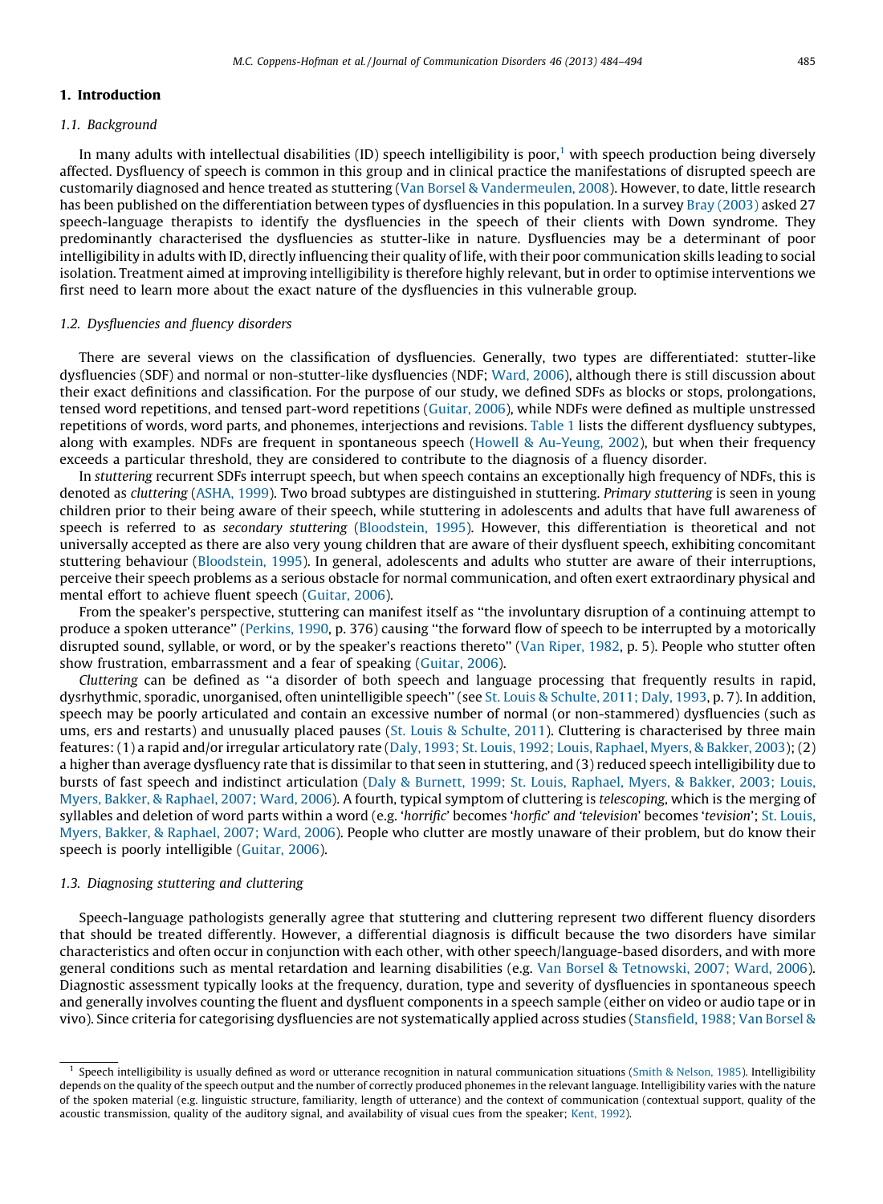## 1. Introduction

### 1.1. Background

In many adults with intellectual disabilities (ID) speech intelligibility is poor,[1] with speech production being diversely affected. Dysfluency of speech is common in this group and in clinical practice the manifestations of disrupted speech are customarily diagnosed and hence treated as stuttering (Van Borsel & Vandermeulen, 2008). However, to date, little research has been published on the differentiation between types of dysfluencies in this population. In a survey Bray (2003) asked 27 speech-language therapists to identify the dysfluencies in the speech of their clients with Down syndrome. They predominantly characterised the dysfluencies as stutter-like in nature. Dysfluencies may be a determinant of poor intelligibility in adults with ID, directly influencing their quality of life, with their poor communication skills leading to social isolation. Treatment aimed at improving intelligibility is therefore highly relevant, but in order to optimise interventions we first need to learn more about the exact nature of the dysfluencies in this vulnerable group.

### 1.2. Dysfluencies and fluency disorders

There are several views on the classification of dysfluencies. Generally, two types are differentiated: stutter-like dysfluencies (SDF) and normal or non-stutter-like dysfluencies (NDF; Ward, 2006), although there is still discussion about their exact definitions and classification. For the purpose of our study, we defined SDFs as blocks or stops, prolongations, tensed word repetitions, and tensed part-word repetitions (Guitar, 2006), while NDFs were defined as multiple unstressed repetitions of words, word parts, and phonemes, interjections and revisions. Table 1 lists the different dysfluency subtypes, along with examples. NDFs are frequent in spontaneous speech (Howell & Au-Yeung, 2002), but when their frequency exceeds a particular threshold, they are considered to contribute to the diagnosis of a fluency disorder.

In *stuttering* recurrent SDFs interrupt speech, but when speech contains an exceptionally high frequency of NDFs, this is denoted as *cluttering* (ASHA, 1999). Two broad subtypes are distinguished in stuttering. *Primary stuttering* is seen in young children prior to their being aware of their speech, while stuttering in adolescents and adults that have full awareness of speech is referred to as *secondary stuttering* (Bloodstein, 1995). However, this differentiation is theoretical and not universally accepted as there are also very young children that are aware of their dysfluent speech, exhibiting concomitant stuttering behaviour (Bloodstein, 1995). In general, adolescents and adults who stutter are aware of their interruptions, perceive their speech problems as a serious obstacle for normal communication, and often exert extraordinary physical and mental effort to achieve fluent speech (Guitar, 2006).

From the speaker's perspective, stuttering can manifest itself as "the involuntary disruption of a continuing attempt to produce a spoken utterance" (Perkins, 1990, p. 376) causing "the forward flow of speech to be interrupted by a motorically disrupted sound, syllable, or word, or by the speaker's reactions thereto" (Van Riper, 1982, p. 5). People who stutter often show frustration, embarrassment and a fear of speaking (Guitar, 2006).

*Cluttering* can be defined as "a disorder of both speech and language processing that frequently results in rapid, dysrhythmic, sporadic, unorganised, often unintelligible speech" (see St. Louis & Schulte, 2011; Daly, 1993, p. 7). In addition, speech may be poorly articulated and contain an excessive number of normal (or non-stammered) dysfluencies (such as ums, ers and restarts) and unusually placed pauses (St. Louis & Schulte, 2011). Cluttering is characterised by three main features: (1) a rapid and/or irregular articulatory rate (Daly, 1993; St. Louis, 1992; Louis, Raphael, Myers, & Bakker, 2003); (2) a higher than average dysfluency rate that is dissimilar to that seen in stuttering, and (3) reduced speech intelligibility due to bursts of fast speech and indistinct articulation (Daly & Burnett, 1999; St. Louis, Raphael, Myers, & Bakker, 2003; Louis, Myers, Bakker, & Raphael, 2007; Ward, 2006). A fourth, typical symptom of cluttering is *telescoping*, which is the merging of syllables and deletion of word parts within a word (e.g. '*horrific*' becomes '*horfic*' and '*television*' becomes '*tevision*'; St. Louis, Myers, Bakker, & Raphael, 2007; Ward, 2006). People who clutter are mostly unaware of their problem, but do know their speech is poorly intelligible (Guitar, 2006).

### 1.3. Diagnosing stuttering and cluttering

Speech-language pathologists generally agree that stuttering and cluttering represent two different fluency disorders that should be treated differently. However, a differential diagnosis is difficult because the two disorders have similar characteristics and often occur in conjunction with each other, with other speech/language-based disorders, and with more general conditions such as mental retardation and learning disabilities (e.g. Van Borsel & Tetnowski, 2007; Ward, 2006). Diagnostic assessment typically looks at the frequency, duration, type and severity of dysfluencies in spontaneous speech and generally involves counting the fluent and dysfluent components in a speech sample (either on video or audio tape or in vivo). Since criteria for categorising dysfluencies are not systematically applied across studies (Stansfield, 1988; Van Borsel &

[1] Speech intelligibility is usually defined as word or utterance recognition in natural communication situations (Smith & Nelson, 1985). Intelligibility depends on the quality of the speech output and the number of correctly produced phonemes in the relevant language. Intelligibility varies with the nature of the spoken material (e.g. linguistic structure, familiarity, length of utterance) and the context of communication (contextual support, quality of the acoustic transmission, quality of the auditory signal, and availability of visual cues from the speaker; Kent, 1992).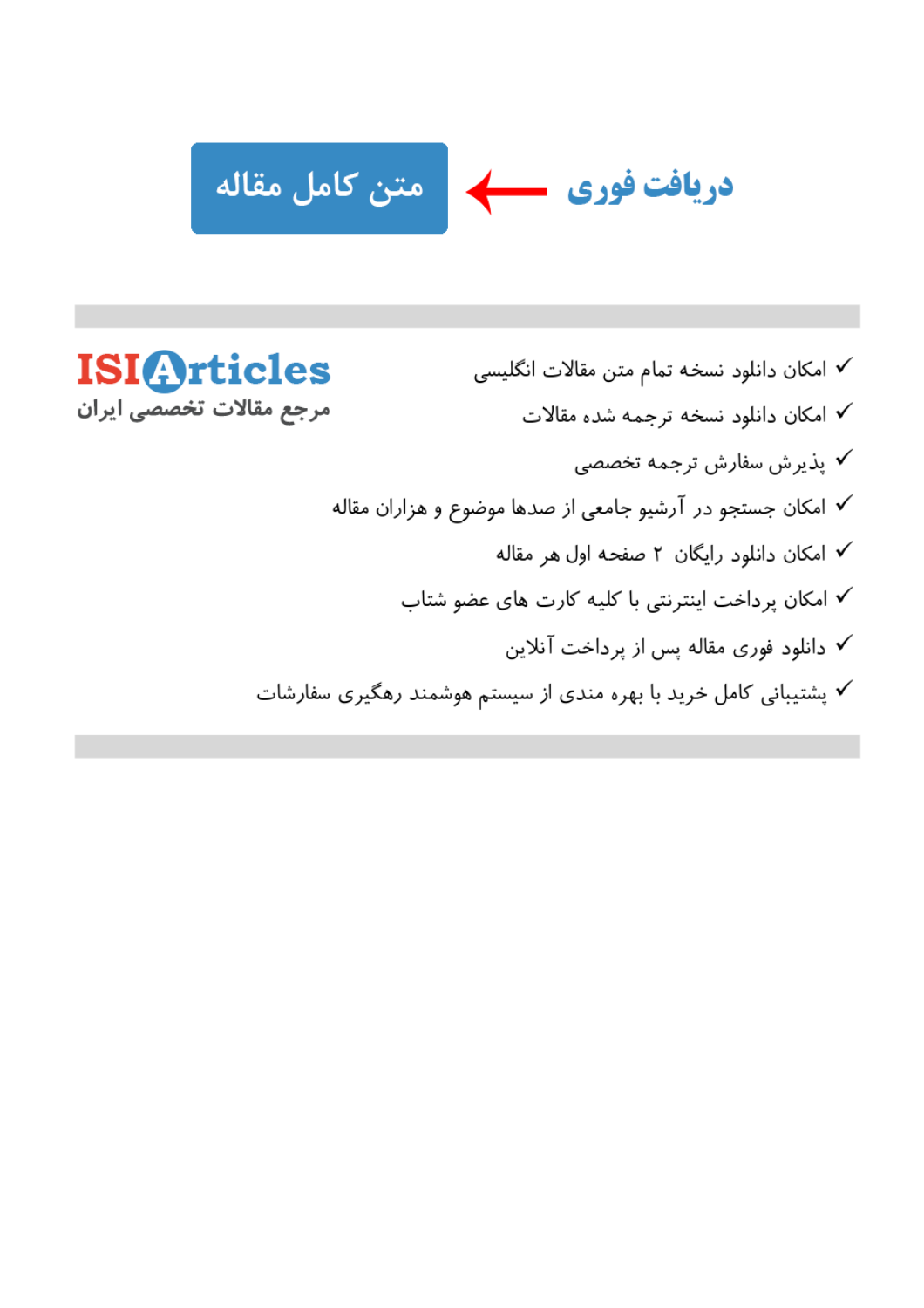دریافت فوری ← متن کامل مقاله

**ISIArticles**
مرجع مقالات تخصصی ایران

- ✓ امکان دانلود نسخه تمام متن مقالات انگلیسی
- ✓ امکان دانلود نسخه ترجمه شده مقالات
- ✓ پذیرش سفارش ترجمه تخصصی
- ✓ امکان جستجو در آرشیو جامعی از صدها موضوع و هزاران مقاله
- ✓ امکان دانلود رایگان ۲ صفحه اول هر مقاله
- ✓ امکان پرداخت اینترنتی با کلیه کارت های عضو شتاب
- ✓ دانلود فوری مقاله پس از پرداخت آنلاین
- ✓ پشتیبانی کامل خرید با بهره مندی از سیستم هوشمند رهگیری سفارشات